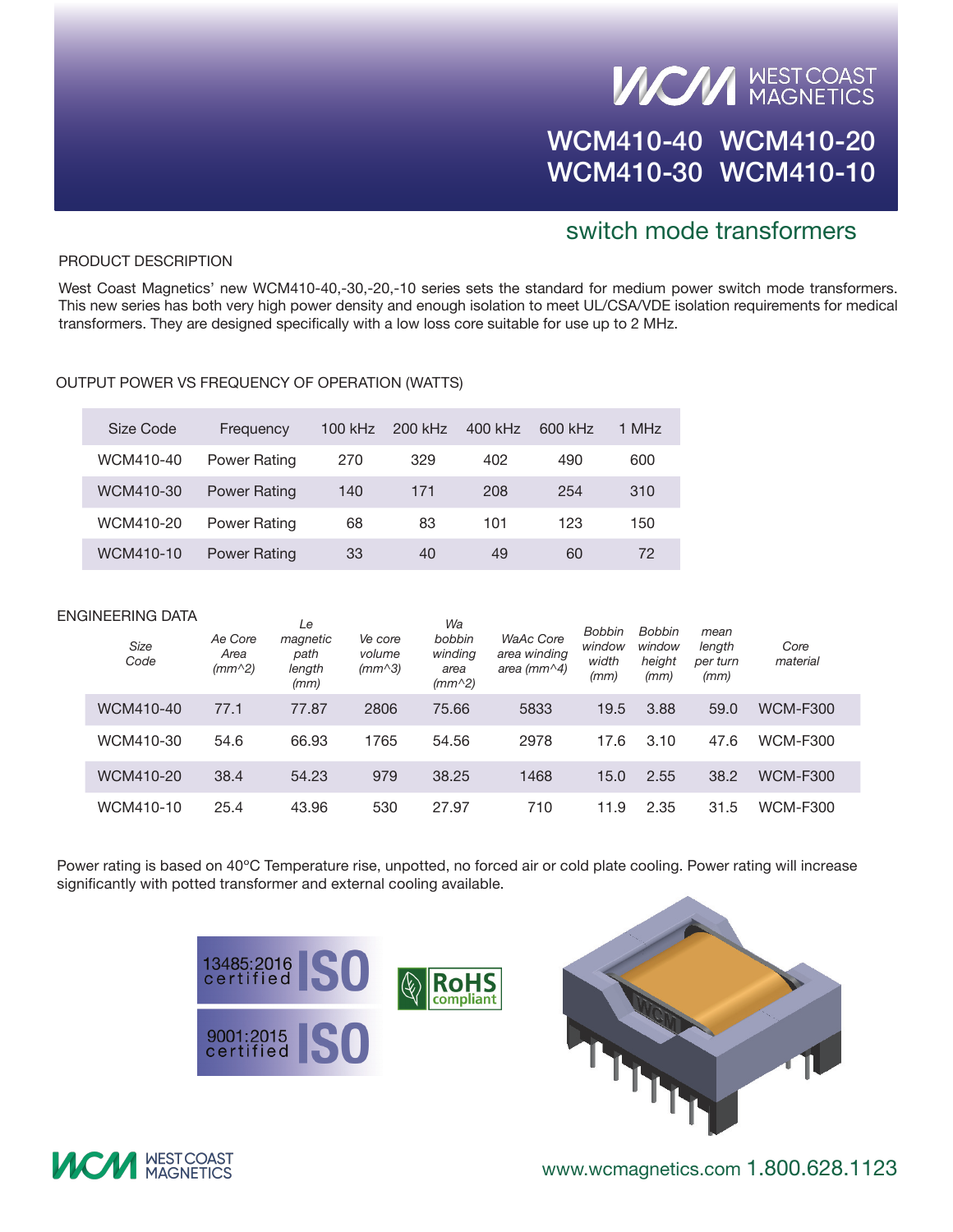WEST COAST MAGNETICS

# WCM410-40 WCM410-20 WCM410-30 WCM410-10

## switch mode transformers

### PRODUCT DESCRIPTION

West Coast Magnetics' new WCM410-40,-30,-20,-10 series sets the standard for medium power switch mode transformers. This new series has both very high power density and enough isolation to meet UL/CSA/VDE isolation requirements for medical transformers. They are designed specifically with a low loss core suitable for use up to 2 MHz.

### OUTPUT POWER VS FREQUENCY OF OPERATION (WATTS)

| Size Code | Frequency | 100 kHz | 200 kHz | 400 kHz | 600 kHz | 1 MHz |
|---|---|---|---|---|---|---|
| WCM410-40 | Power Rating | 270 | 329 | 402 | 490 | 600 |
| WCM410-30 | Power Rating | 140 | 171 | 208 | 254 | 310 |
| WCM410-20 | Power Rating | 68 | 83 | 101 | 123 | 150 |
| WCM410-10 | Power Rating | 33 | 40 | 49 | 60 | 72 |

### ENGINEERING DATA

| *Size Code* | *Ae Core Area (mm^2)* | *Le magnetic path length (mm)* | *Ve core volume (mm^3)* | *Wa bobbin winding area (mm^2)* | *WaAc Core area winding area (mm^4)* | *Bobbin window width (mm)* | *Bobbin window height (mm)* | *mean length per turn (mm)* | *Core material* |
|---|---|---|---|---|---|---|---|---|---|
| WCM410-40 | 77.1 | 77.87 | 2806 | 75.66 | 5833 | 19.5 | 3.88 | 59.0 | WCM-F300 |
| WCM410-30 | 54.6 | 66.93 | 1765 | 54.56 | 2978 | 17.6 | 3.10 | 47.6 | WCM-F300 |
| WCM410-20 | 38.4 | 54.23 | 979 | 38.25 | 1468 | 15.0 | 2.55 | 38.2 | WCM-F300 |
| WCM410-10 | 25.4 | 43.96 | 530 | 27.97 | 710 | 11.9 | 2.35 | 31.5 | WCM-F300 |

Power rating is based on 40°C Temperature rise, unpotted, no forced air or cold plate cooling. Power rating will increase significantly with potted transformer and external cooling available.

13485:2016 certified ISO

9001:2015 certified ISO

RoHS compliant

WEST COAST MAGNETICS

www.wcmagnetics.com 1.800.628.1123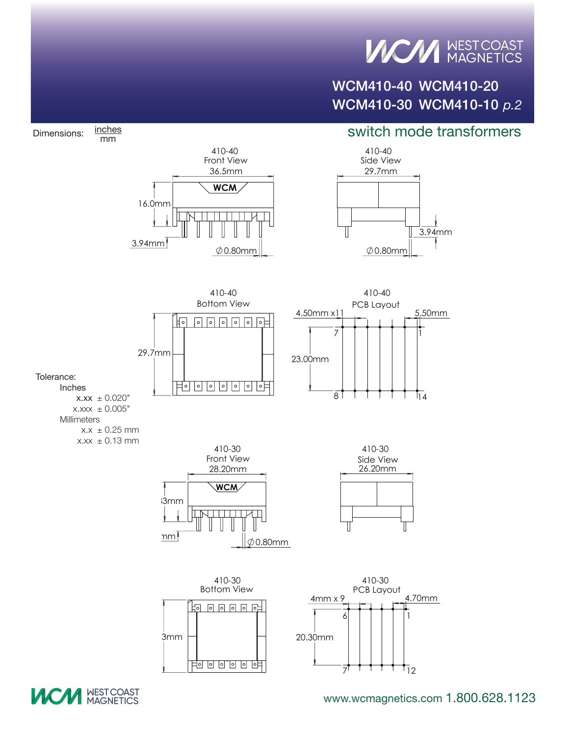# WCM410-40 WCM410-20
# WCM410-30 WCM410-10 *p.2*

## switch mode transformers

Dimensions: inches / mm

410-40 Front View

36.5mm

16.0mm

3.94mm

∅0.80mm

410-40 Side View

29.7mm

3.94mm

∅0.80mm

410-40 Bottom View

29.7mm

410-40 PCB Layout

4.50mm x11

5.50mm

23.00mm

7, 1, 8, 14

Tolerance:

Inches
- x.xx ± 0.020"
- x.xxx ± 0.005"

Millimeters
- x.x ± 0.25 mm
- x.xx ± 0.13 mm

410-30 Front View

28.20mm

3mm

mm

∅0.80mm

410-30 Side View

26.20mm

410-30 Bottom View

3mm

410-30 PCB Layout

4mm x 9

4.70mm

20.30mm

6, 1, 7, 12

www.wcmagnetics.com 1.800.628.1123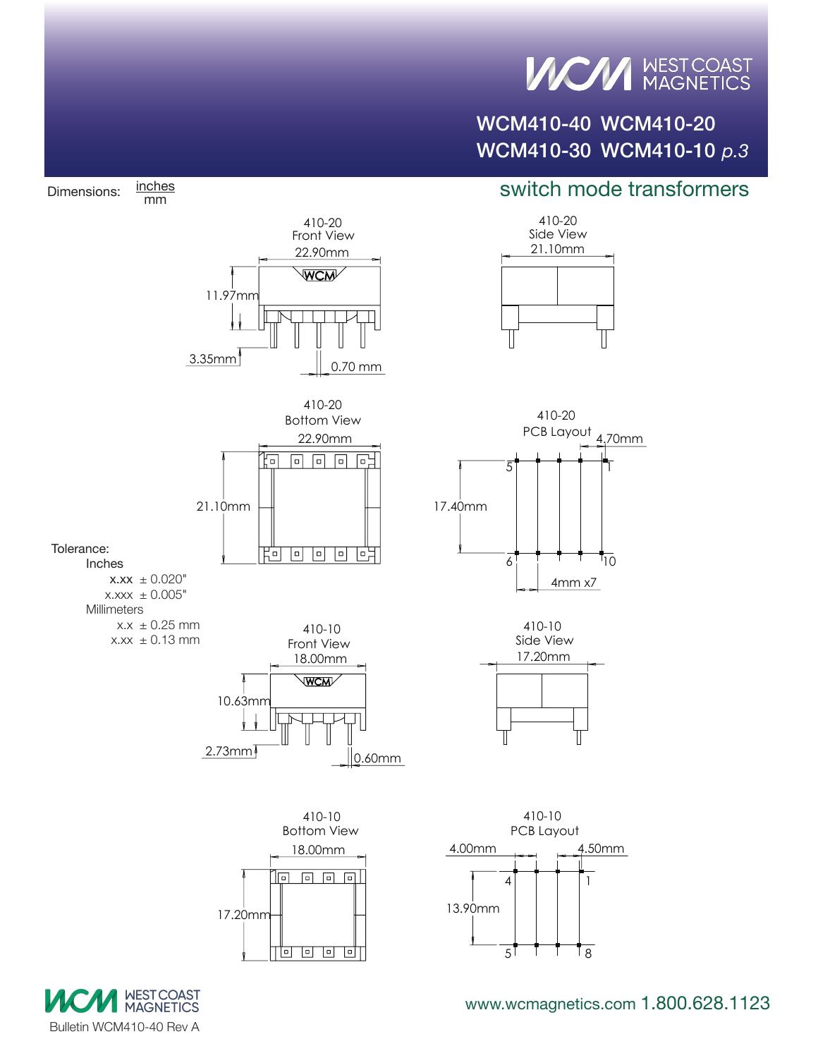# WCM410-40 WCM410-20 WCM410-30 WCM410-10 *p.3*

## switch mode transformers

Dimensions: inches / mm

**410-20 Front View**
- 22.90mm
- 11.97mm
- 3.35mm
- 0.70 mm

**410-20 Side View**
- 21.10mm

**410-20 Bottom View**
- 22.90mm
- 21.10mm

**410-20 PCB Layout**
- 4.70mm
- 17.40mm
- 4mm x7
- Pins: 5, 1, 6, 10

Tolerance:
- Inches
  - x.xx ± 0.020"
  - x.xxx ± 0.005"
- Millimeters
  - x.x ± 0.25 mm
  - x.xx ± 0.13 mm

**410-10 Front View**
- 18.00mm
- 10.63mm
- 2.73mm
- 0.60mm

**410-10 Side View**
- 17.20mm

**410-10 Bottom View**
- 18.00mm
- 17.20mm

**410-10 PCB Layout**
- 4.00mm
- 4.50mm
- 13.90mm
- Pins: 4, 1, 5, 8

Bulletin WCM410-40 Rev A

www.wcmagnetics.com 1.800.628.1123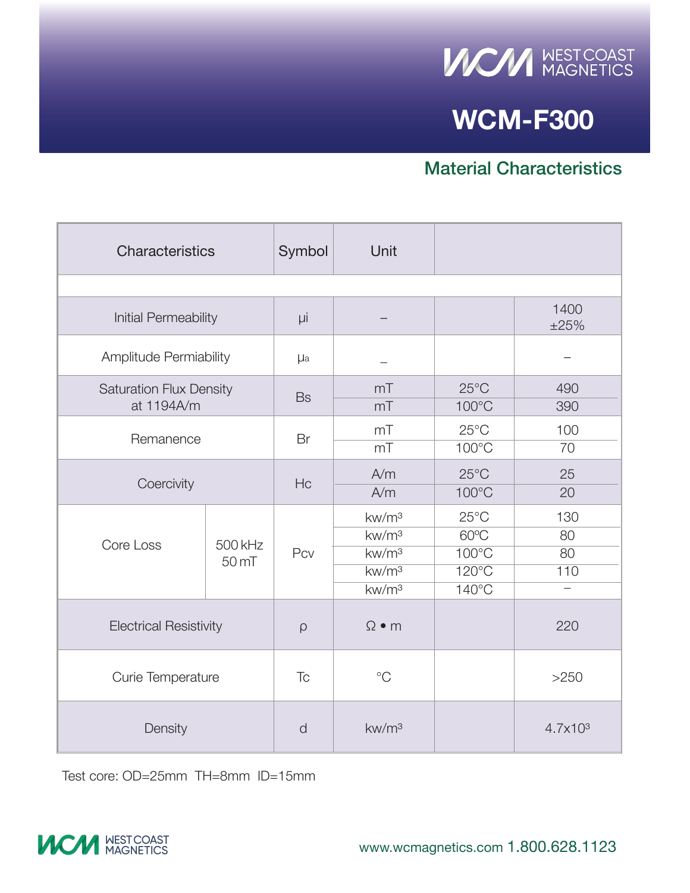# WCM-F300

## Material Characteristics

| Characteristics | | Symbol | Unit | | |
|---|---|---|---|---|---|
| | | | | | |
| Initial Permeability | | μi | – | | 1400 ±25% |
| Amplitude Permiability | | μa | – | | – |
| Saturation Flux Density at 1194A/m | | Bs | mT | 25°C | 490 |
| | | | mT | 100°C | 390 |
| Remanence | | Br | mT | 25°C | 100 |
| | | | mT | 100°C | 70 |
| Coercivity | | Hc | A/m | 25°C | 25 |
| | | | A/m | 100°C | 20 |
| Core Loss | 500 kHz 50 mT | Pcv | kw/m³ | 25°C | 130 |
| | | | kw/m³ | 60°C | 80 |
| | | | kw/m³ | 100°C | 80 |
| | | | kw/m³ | 120°C | 110 |
| | | | kw/m³ | 140°C | – |
| Electrical Resistivity | | ρ | Ω • m | | 220 |
| Curie Temperature | | Tc | °C | | >250 |
| Density | | d | kw/m³ | | 4.7x10³ |

Test core: OD=25mm TH=8mm ID=15mm

www.wcmagnetics.com 1.800.628.1123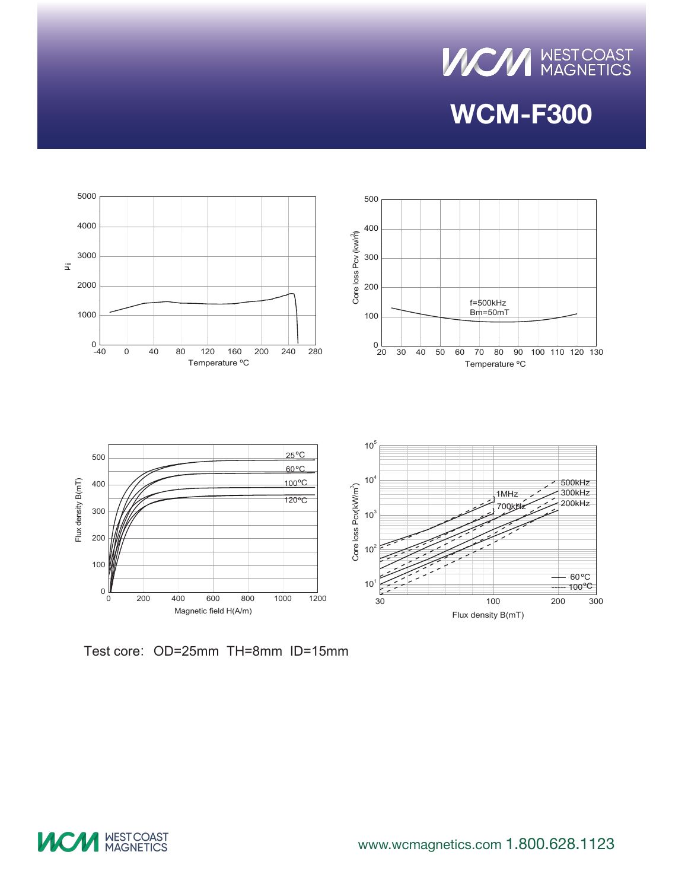# WCM-F300

μi

5000
4000
3000
2000
1000
0

-40 0 40 80 120 160 200 240 280

Temperature ºC

Core loss Pcv (kw/m³)

500
400
300
200
100
0

20 30 40 50 60 70 80 90 100 110 120 130

Temperature ºC

f=500kHz
Bm=50mT

Flux density B(mT)

500
400
300
200
100
0

0 200 400 600 800 1000 1200

Magnetic field H(A/m)

25ºC
60ºC
100ºC
120ºC

Core loss Pcv(kW/m³)

$10^5$
$10^4$
$10^3$
$10^2$
$10^1$

30 100 200 300

Flux density B(mT)

1MHz
700kHz
500kHz
300kHz
200kHz

—— 60ºC
----- 100ºC

Test core: OD=25mm TH=8mm ID=15mm

www.wcmagnetics.com 1.800.628.1123